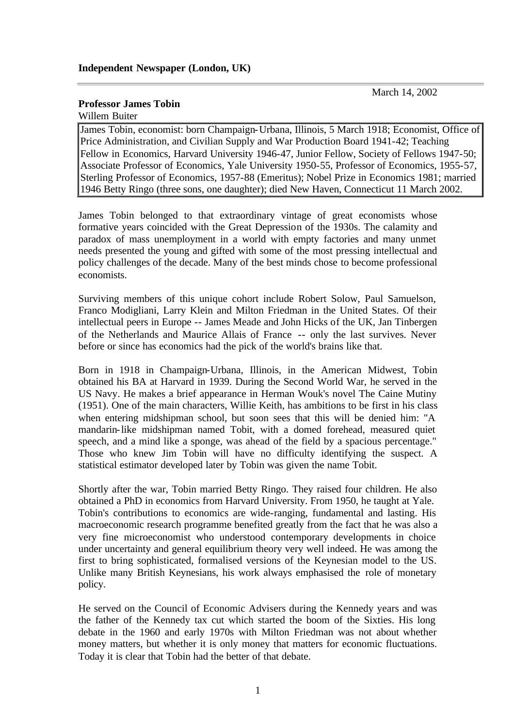**Independent Newspaper (London, UK)**

---

March 14, 2002

**Professor James Tobin**

Willem Buiter

> James Tobin, economist: born Champaign-Urbana, Illinois, 5 March 1918; Economist, Office of Price Administration, and Civilian Supply and War Production Board 1941-42; Teaching Fellow in Economics, Harvard University 1946-47, Junior Fellow, Society of Fellows 1947-50; Associate Professor of Economics, Yale University 1950-55, Professor of Economics, 1955-57, Sterling Professor of Economics, 1957-88 (Emeritus); Nobel Prize in Economics 1981; married 1946 Betty Ringo (three sons, one daughter); died New Haven, Connecticut 11 March 2002.

James Tobin belonged to that extraordinary vintage of great economists whose formative years coincided with the Great Depression of the 1930s. The calamity and paradox of mass unemployment in a world with empty factories and many unmet needs presented the young and gifted with some of the most pressing intellectual and policy challenges of the decade. Many of the best minds chose to become professional economists.

Surviving members of this unique cohort include Robert Solow, Paul Samuelson, Franco Modigliani, Larry Klein and Milton Friedman in the United States. Of their intellectual peers in Europe -- James Meade and John Hicks of the UK, Jan Tinbergen of the Netherlands and Maurice Allais of France -- only the last survives. Never before or since has economics had the pick of the world's brains like that.

Born in 1918 in Champaign-Urbana, Illinois, in the American Midwest, Tobin obtained his BA at Harvard in 1939. During the Second World War, he served in the US Navy. He makes a brief appearance in Herman Wouk's novel The Caine Mutiny (1951). One of the main characters, Willie Keith, has ambitions to be first in his class when entering midshipman school, but soon sees that this will be denied him: "A mandarin-like midshipman named Tobit, with a domed forehead, measured quiet speech, and a mind like a sponge, was ahead of the field by a spacious percentage." Those who knew Jim Tobin will have no difficulty identifying the suspect. A statistical estimator developed later by Tobin was given the name Tobit.

Shortly after the war, Tobin married Betty Ringo. They raised four children. He also obtained a PhD in economics from Harvard University. From 1950, he taught at Yale. Tobin's contributions to economics are wide-ranging, fundamental and lasting. His macroeconomic research programme benefited greatly from the fact that he was also a very fine microeconomist who understood contemporary developments in choice under uncertainty and general equilibrium theory very well indeed. He was among the first to bring sophisticated, formalised versions of the Keynesian model to the US. Unlike many British Keynesians, his work always emphasised the role of monetary policy.

He served on the Council of Economic Advisers during the Kennedy years and was the father of the Kennedy tax cut which started the boom of the Sixties. His long debate in the 1960 and early 1970s with Milton Friedman was not about whether money matters, but whether it is only money that matters for economic fluctuations. Today it is clear that Tobin had the better of that debate.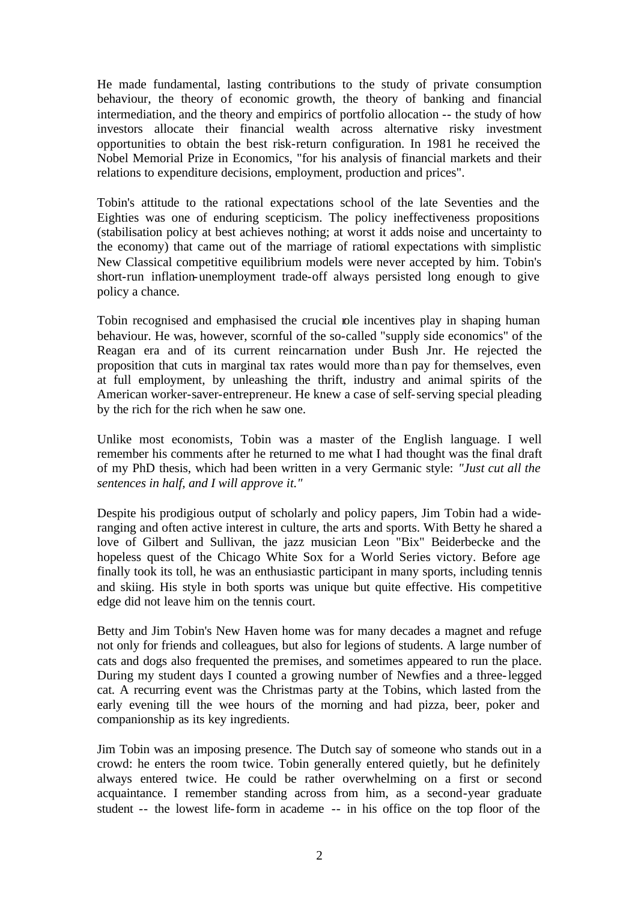He made fundamental, lasting contributions to the study of private consumption behaviour, the theory of economic growth, the theory of banking and financial intermediation, and the theory and empirics of portfolio allocation -- the study of how investors allocate their financial wealth across alternative risky investment opportunities to obtain the best risk-return configuration. In 1981 he received the Nobel Memorial Prize in Economics, "for his analysis of financial markets and their relations to expenditure decisions, employment, production and prices".

Tobin's attitude to the rational expectations school of the late Seventies and the Eighties was one of enduring scepticism. The policy ineffectiveness propositions (stabilisation policy at best achieves nothing; at worst it adds noise and uncertainty to the economy) that came out of the marriage of rational expectations with simplistic New Classical competitive equilibrium models were never accepted by him. Tobin's short-run inflation-unemployment trade-off always persisted long enough to give policy a chance.

Tobin recognised and emphasised the crucial role incentives play in shaping human behaviour. He was, however, scornful of the so-called "supply side economics" of the Reagan era and of its current reincarnation under Bush Jnr. He rejected the proposition that cuts in marginal tax rates would more than pay for themselves, even at full employment, by unleashing the thrift, industry and animal spirits of the American worker-saver-entrepreneur. He knew a case of self-serving special pleading by the rich for the rich when he saw one.

Unlike most economists, Tobin was a master of the English language. I well remember his comments after he returned to me what I had thought was the final draft of my PhD thesis, which had been written in a very Germanic style: *"Just cut all the sentences in half, and I will approve it."*

Despite his prodigious output of scholarly and policy papers, Jim Tobin had a wide-ranging and often active interest in culture, the arts and sports. With Betty he shared a love of Gilbert and Sullivan, the jazz musician Leon "Bix" Beiderbecke and the hopeless quest of the Chicago White Sox for a World Series victory. Before age finally took its toll, he was an enthusiastic participant in many sports, including tennis and skiing. His style in both sports was unique but quite effective. His competitive edge did not leave him on the tennis court.

Betty and Jim Tobin's New Haven home was for many decades a magnet and refuge not only for friends and colleagues, but also for legions of students. A large number of cats and dogs also frequented the premises, and sometimes appeared to run the place. During my student days I counted a growing number of Newfies and a three-legged cat. A recurring event was the Christmas party at the Tobins, which lasted from the early evening till the wee hours of the morning and had pizza, beer, poker and companionship as its key ingredients.

Jim Tobin was an imposing presence. The Dutch say of someone who stands out in a crowd: he enters the room twice. Tobin generally entered quietly, but he definitely always entered twice. He could be rather overwhelming on a first or second acquaintance. I remember standing across from him, as a second-year graduate student -- the lowest life-form in academe -- in his office on the top floor of the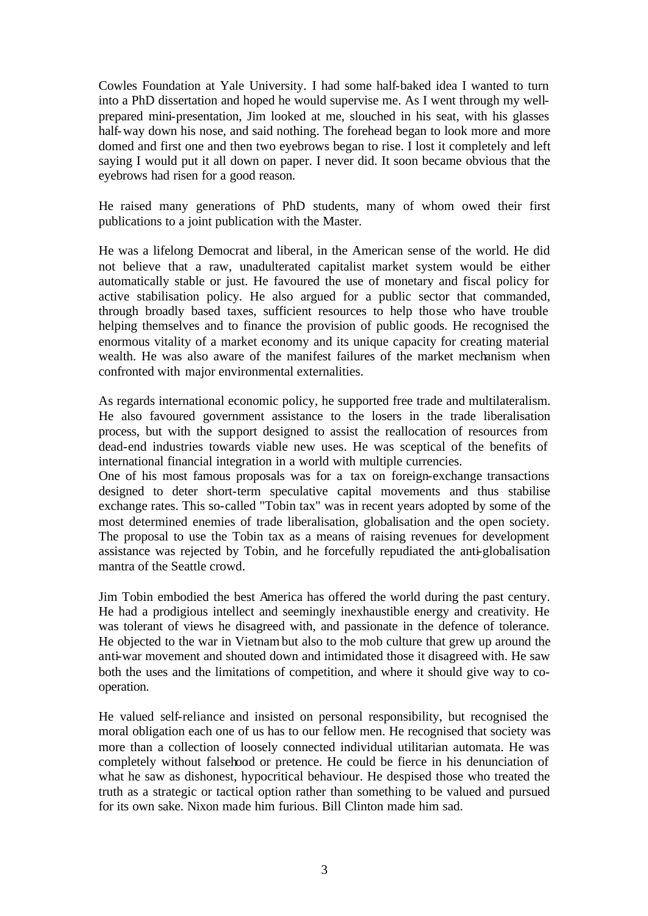Cowles Foundation at Yale University. I had some half-baked idea I wanted to turn into a PhD dissertation and hoped he would supervise me. As I went through my well-prepared mini-presentation, Jim looked at me, slouched in his seat, with his glasses half-way down his nose, and said nothing. The forehead began to look more and more domed and first one and then two eyebrows began to rise. I lost it completely and left saying I would put it all down on paper. I never did. It soon became obvious that the eyebrows had risen for a good reason.

He raised many generations of PhD students, many of whom owed their first publications to a joint publication with the Master.

He was a lifelong Democrat and liberal, in the American sense of the world. He did not believe that a raw, unadulterated capitalist market system would be either automatically stable or just. He favoured the use of monetary and fiscal policy for active stabilisation policy. He also argued for a public sector that commanded, through broadly based taxes, sufficient resources to help those who have trouble helping themselves and to finance the provision of public goods. He recognised the enormous vitality of a market economy and its unique capacity for creating material wealth. He was also aware of the manifest failures of the market mechanism when confronted with major environmental externalities.

As regards international economic policy, he supported free trade and multilateralism. He also favoured government assistance to the losers in the trade liberalisation process, but with the support designed to assist the reallocation of resources from dead-end industries towards viable new uses. He was sceptical of the benefits of international financial integration in a world with multiple currencies.

One of his most famous proposals was for a tax on foreign-exchange transactions designed to deter short-term speculative capital movements and thus stabilise exchange rates. This so-called "Tobin tax" was in recent years adopted by some of the most determined enemies of trade liberalisation, globalisation and the open society. The proposal to use the Tobin tax as a means of raising revenues for development assistance was rejected by Tobin, and he forcefully repudiated the anti-globalisation mantra of the Seattle crowd.

Jim Tobin embodied the best America has offered the world during the past century. He had a prodigious intellect and seemingly inexhaustible energy and creativity. He was tolerant of views he disagreed with, and passionate in the defence of tolerance. He objected to the war in Vietnam but also to the mob culture that grew up around the anti-war movement and shouted down and intimidated those it disagreed with. He saw both the uses and the limitations of competition, and where it should give way to co-operation.

He valued self-reliance and insisted on personal responsibility, but recognised the moral obligation each one of us has to our fellow men. He recognised that society was more than a collection of loosely connected individual utilitarian automata. He was completely without falsehood or pretence. He could be fierce in his denunciation of what he saw as dishonest, hypocritical behaviour. He despised those who treated the truth as a strategic or tactical option rather than something to be valued and pursued for its own sake. Nixon made him furious. Bill Clinton made him sad.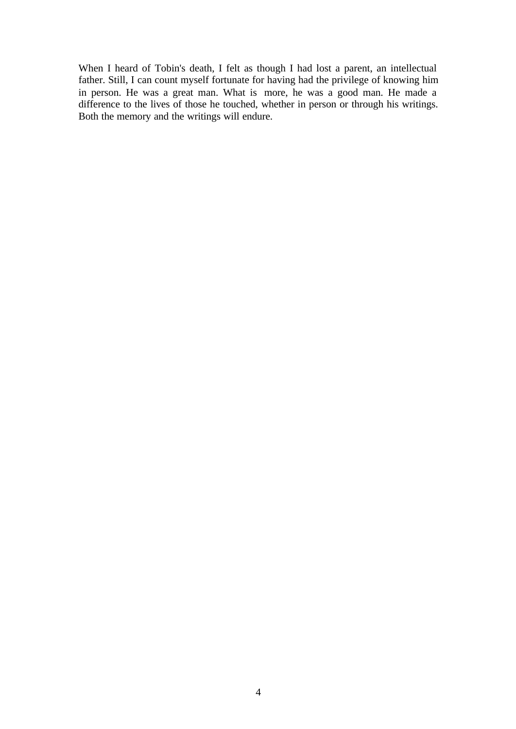When I heard of Tobin's death, I felt as though I had lost a parent, an intellectual father. Still, I can count myself fortunate for having had the privilege of knowing him in person. He was a great man. What is more, he was a good man. He made a difference to the lives of those he touched, whether in person or through his writings. Both the memory and the writings will endure.